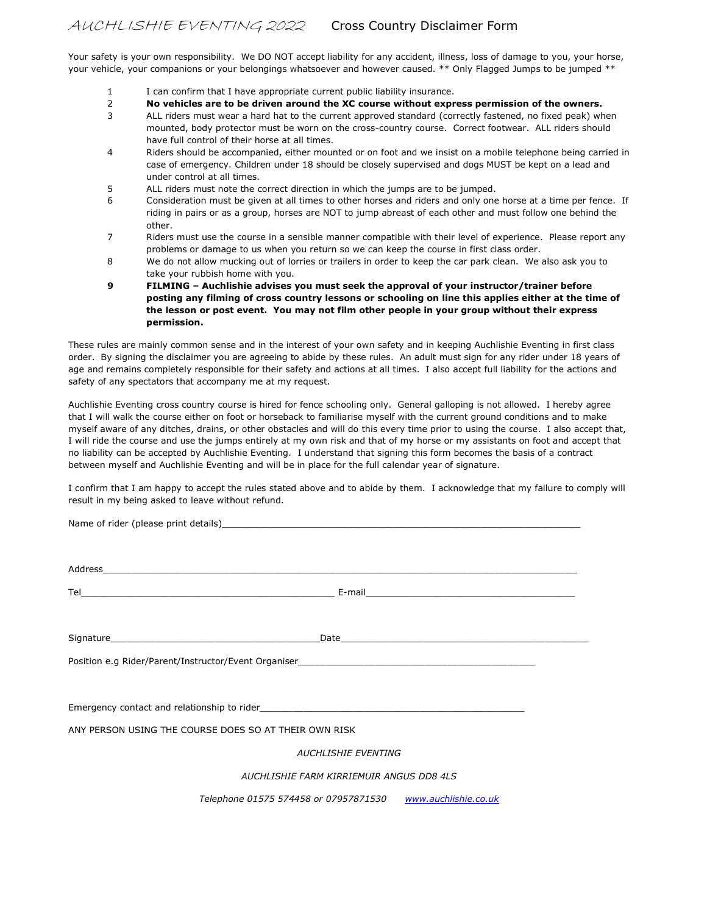# AUCHLISHIE EVENTING 2022 Cross Country Disclaimer Form

Your safety is your own responsibility. We DO NOT accept liability for any accident, illness, loss of damage to you, your horse, your vehicle, your companions or your belongings whatsoever and however caused. ** Only Flagged Jumps to be jumped **

1. I can confirm that I have appropriate current public liability insurance.
2. **No vehicles are to be driven around the XC course without express permission of the owners.**
3. ALL riders must wear a hard hat to the current approved standard (correctly fastened, no fixed peak) when mounted, body protector must be worn on the cross-country course. Correct footwear. ALL riders should have full control of their horse at all times.
4. Riders should be accompanied, either mounted or on foot and we insist on a mobile telephone being carried in case of emergency. Children under 18 should be closely supervised and dogs MUST be kept on a lead and under control at all times.
5. ALL riders must note the correct direction in which the jumps are to be jumped.
6. Consideration must be given at all times to other horses and riders and only one horse at a time per fence. If riding in pairs or as a group, horses are NOT to jump abreast of each other and must follow one behind the other.
7. Riders must use the course in a sensible manner compatible with their level of experience. Please report any problems or damage to us when you return so we can keep the course in first class order.
8. We do not allow mucking out of lorries or trailers in order to keep the car park clean. We also ask you to take your rubbish home with you.
9. **FILMING – Auchlishie advises you must seek the approval of your instructor/trainer before posting any filming of cross country lessons or schooling on line this applies either at the time of the lesson or post event. You may not film other people in your group without their express permission.**

These rules are mainly common sense and in the interest of your own safety and in keeping Auchlishie Eventing in first class order. By signing the disclaimer you are agreeing to abide by these rules. An adult must sign for any rider under 18 years of age and remains completely responsible for their safety and actions at all times. I also accept full liability for the actions and safety of any spectators that accompany me at my request.

Auchlishie Eventing cross country course is hired for fence schooling only. General galloping is not allowed. I hereby agree that I will walk the course either on foot or horseback to familiarise myself with the current ground conditions and to make myself aware of any ditches, drains, or other obstacles and will do this every time prior to using the course. I also accept that, I will ride the course and use the jumps entirely at my own risk and that of my horse or my assistants on foot and accept that no liability can be accepted by Auchlishie Eventing. I understand that signing this form becomes the basis of a contract between myself and Auchlishie Eventing and will be in place for the full calendar year of signature.

I confirm that I am happy to accept the rules stated above and to abide by them. I acknowledge that my failure to comply will result in my being asked to leave without refund.

Name of rider (please print details)\_\_\_\_\_\_\_\_\_\_\_\_\_\_\_\_\_\_\_\_\_\_\_\_\_\_\_\_\_\_\_\_\_\_\_\_\_\_\_\_

Address\_\_\_\_\_\_\_\_\_\_\_\_\_\_\_\_\_\_\_\_\_\_\_\_\_\_\_\_\_\_\_\_\_\_\_\_\_\_\_\_\_\_\_\_\_\_\_\_\_\_\_\_

Tel\_\_\_\_\_\_\_\_\_\_\_\_\_\_\_\_\_\_\_\_\_\_\_\_\_\_\_\_\_\_ E-mail\_\_\_\_\_\_\_\_\_\_\_\_\_\_\_\_\_\_\_\_\_\_\_\_\_\_

Signature\_\_\_\_\_\_\_\_\_\_\_\_\_\_\_\_\_\_\_\_\_\_\_\_\_\_ Date\_\_\_\_\_\_\_\_\_\_\_\_\_\_\_\_\_\_\_\_\_\_\_\_\_\_\_\_\_\_

Position e.g Rider/Parent/Instructor/Event Organiser\_\_\_\_\_\_\_\_\_\_\_\_\_\_\_\_\_\_\_\_\_\_\_\_\_\_\_\_

Emergency contact and relationship to rider\_\_\_\_\_\_\_\_\_\_\_\_\_\_\_\_\_\_\_\_\_\_\_\_\_\_\_\_\_\_\_\_\_

ANY PERSON USING THE COURSE DOES SO AT THEIR OWN RISK

*AUCHLISHIE EVENTING*

*AUCHLISHIE FARM KIRRIEMUIR ANGUS DD8 4LS*

*Telephone 01575 574458 or 07957871530* *www.auchlishie.co.uk*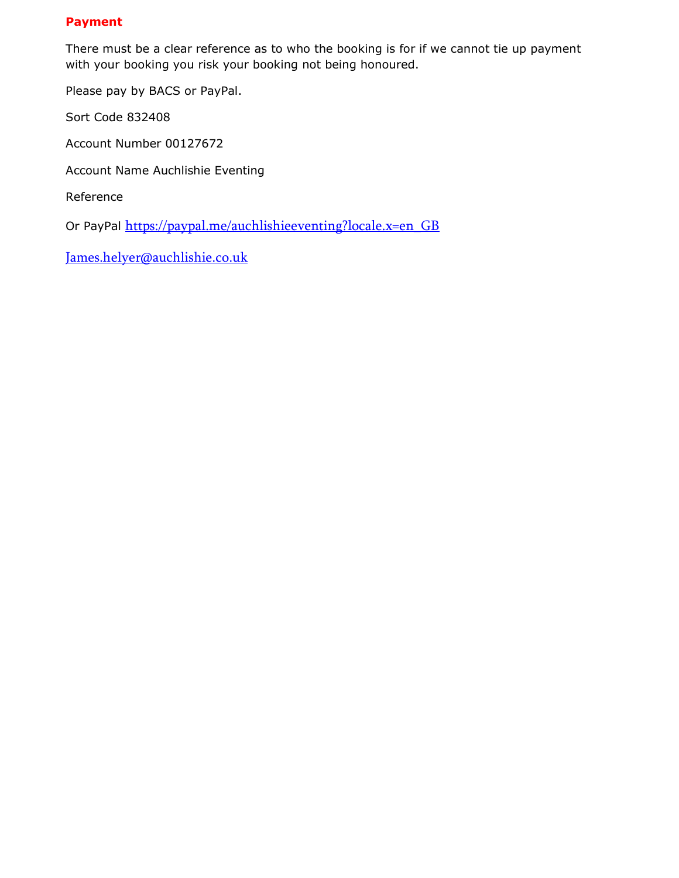**Payment**

There must be a clear reference as to who the booking is for if we cannot tie up payment with your booking you risk your booking not being honoured.

Please pay by BACS or PayPal.

Sort Code 832408

Account Number 00127672

Account Name Auchlishie Eventing

Reference

Or PayPal https://paypal.me/auchlishieeventing?locale.x=en_GB

James.helyer@auchlishie.co.uk